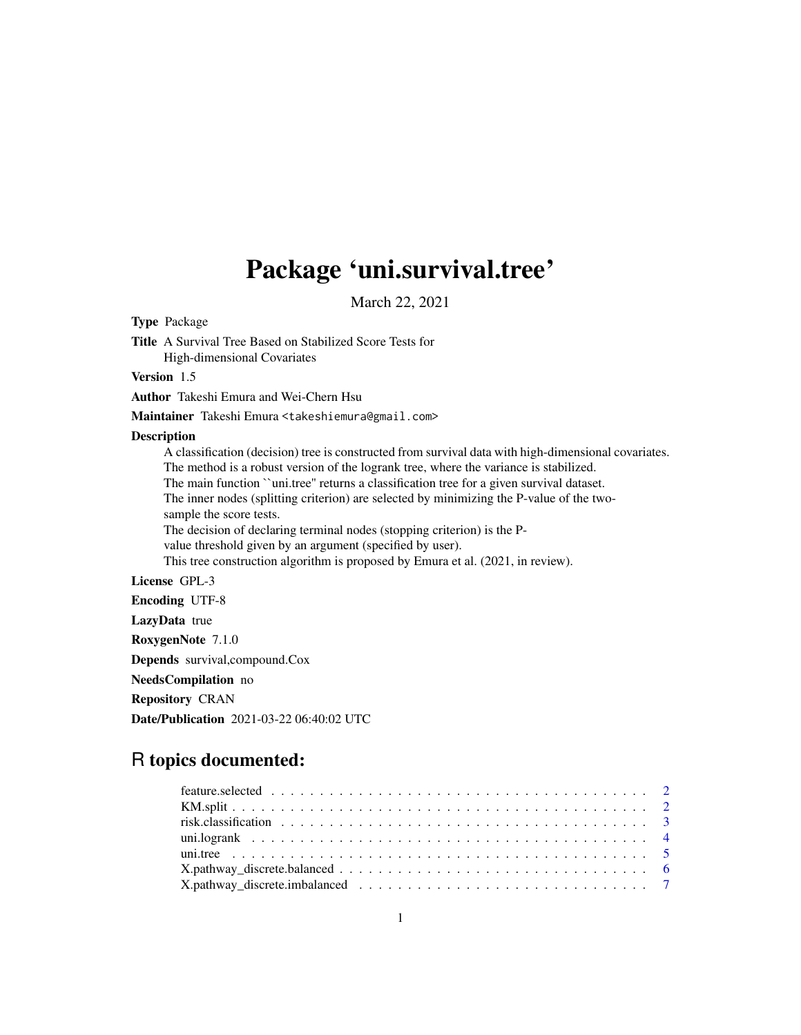# Package 'uni.survival.tree'

March 22, 2021

**Type** Package

**Title** A Survival Tree Based on Stabilized Score Tests for High-dimensional Covariates

**Version** 1.5

**Author** Takeshi Emura and Wei-Chern Hsu

**Maintainer** Takeshi Emura <takeshiemura@gmail.com>

**Description**

A classification (decision) tree is constructed from survival data with high-dimensional covariates.
The method is a robust version of the logrank tree, where the variance is stabilized.
The main function ``uni.tree'' returns a classification tree for a given survival dataset.
The inner nodes (splitting criterion) are selected by minimizing the P-value of the two-sample the score tests.
The decision of declaring terminal nodes (stopping criterion) is the P-value threshold given by an argument (specified by user).
This tree construction algorithm is proposed by Emura et al. (2021, in review).

**License** GPL-3

**Encoding** UTF-8

**LazyData** true

**RoxygenNote** 7.1.0

**Depends** survival,compound.Cox

**NeedsCompilation** no

**Repository** CRAN

**Date/Publication** 2021-03-22 06:40:02 UTC

## R topics documented:

- feature.selected . . . . . . . . . . . . . . . . . . . . . . . . . . . . . . . . . . . . . . 2
- KM.split . . . . . . . . . . . . . . . . . . . . . . . . . . . . . . . . . . . . . . . . . . 2
- risk.classification . . . . . . . . . . . . . . . . . . . . . . . . . . . . . . . . . . . . . 3
- uni.logrank . . . . . . . . . . . . . . . . . . . . . . . . . . . . . . . . . . . . . . . . 4
- uni.tree . . . . . . . . . . . . . . . . . . . . . . . . . . . . . . . . . . . . . . . . . . 5
- X.pathway_discrete.balanced . . . . . . . . . . . . . . . . . . . . . . . . . . . . . . . 6
- X.pathway_discrete.imbalanced . . . . . . . . . . . . . . . . . . . . . . . . . . . . . . 7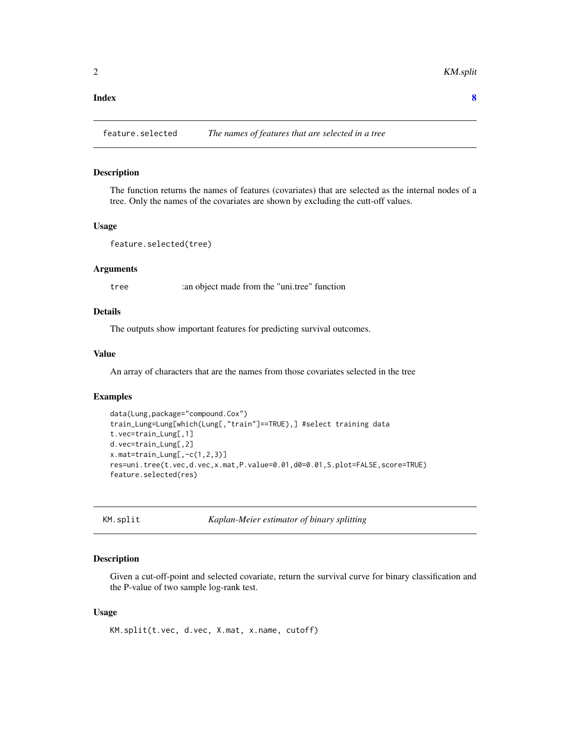**Index** **8**

---

## feature.selected — *The names of features that are selected in a tree*

### Description

The function returns the names of features (covariates) that are selected as the internal nodes of a tree. Only the names of the covariates are shown by excluding the cutt-off values.

### Usage

```
feature.selected(tree)
```

### Arguments

`tree` :an object made from the "uni.tree" function

### Details

The outputs show important features for predicting survival outcomes.

### Value

An array of characters that are the names from those covariates selected in the tree

### Examples

```
data(Lung,package="compound.Cox")
train_Lung=Lung[which(Lung[,"train"]==TRUE),] #select training data
t.vec=train_Lung[,1]
d.vec=train_Lung[,2]
x.mat=train_Lung[,-c(1,2,3)]
res=uni.tree(t.vec,d.vec,x.mat,P.value=0.01,d0=0.01,S.plot=FALSE,score=TRUE)
feature.selected(res)
```

---

## KM.split — *Kaplan-Meier estimator of binary splitting*

### Description

Given a cut-off-point and selected covariate, return the survival curve for binary classification and the P-value of two sample log-rank test.

### Usage

```
KM.split(t.vec, d.vec, X.mat, x.name, cutoff)
```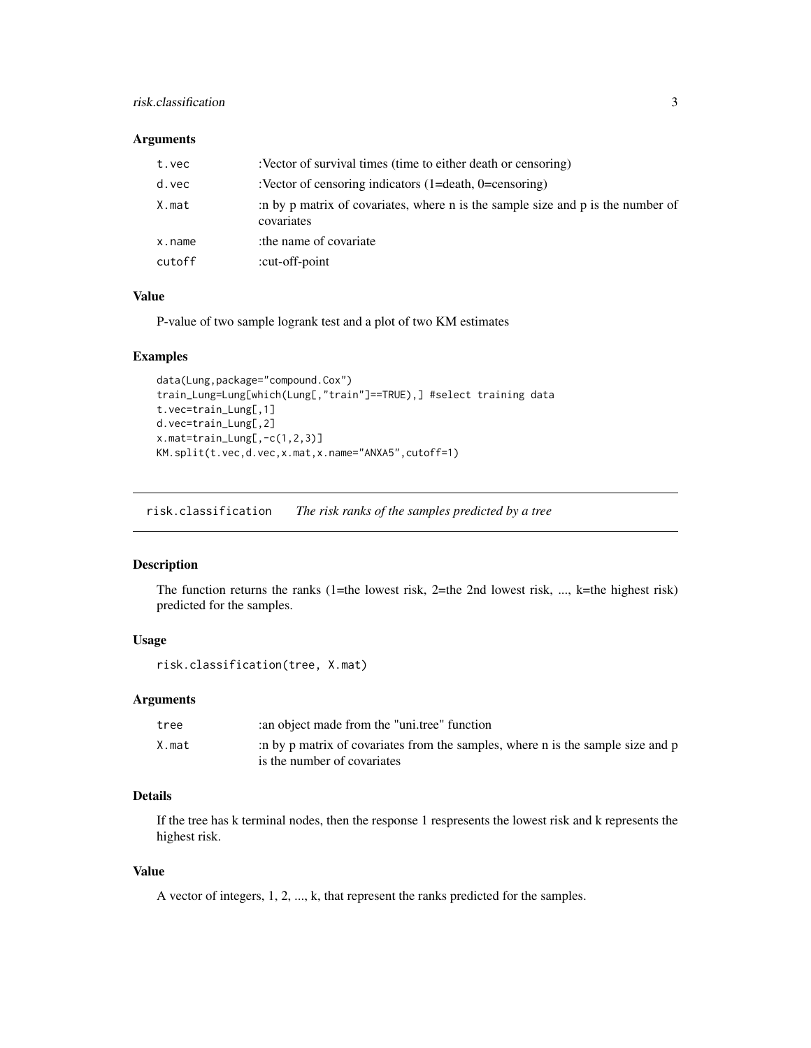### Arguments

| | |
|---|---|
| t.vec | :Vector of survival times (time to either death or censoring) |
| d.vec | :Vector of censoring indicators (1=death, 0=censoring) |
| X.mat | :n by p matrix of covariates, where n is the sample size and p is the number of covariates |
| x.name | :the name of covariate |
| cutoff | :cut-off-point |

### Value

P-value of two sample logrank test and a plot of two KM estimates

### Examples

```
data(Lung,package="compound.Cox")
train_Lung=Lung[which(Lung[,"train"]==TRUE),] #select training data
t.vec=train_Lung[,1]
d.vec=train_Lung[,2]
x.mat=train_Lung[,-c(1,2,3)]
KM.split(t.vec,d.vec,x.mat,x.name="ANXA5",cutoff=1)
```

---

## risk.classification *The risk ranks of the samples predicted by a tree*

### Description

The function returns the ranks (1=the lowest risk, 2=the 2nd lowest risk, ..., k=the highest risk) predicted for the samples.

### Usage

```
risk.classification(tree, X.mat)
```

### Arguments

| | |
|---|---|
| tree | :an object made from the "uni.tree" function |
| X.mat | :n by p matrix of covariates from the samples, where n is the sample size and p is the number of covariates |

### Details

If the tree has k terminal nodes, then the response 1 respresents the lowest risk and k represents the highest risk.

### Value

A vector of integers, 1, 2, ..., k, that represent the ranks predicted for the samples.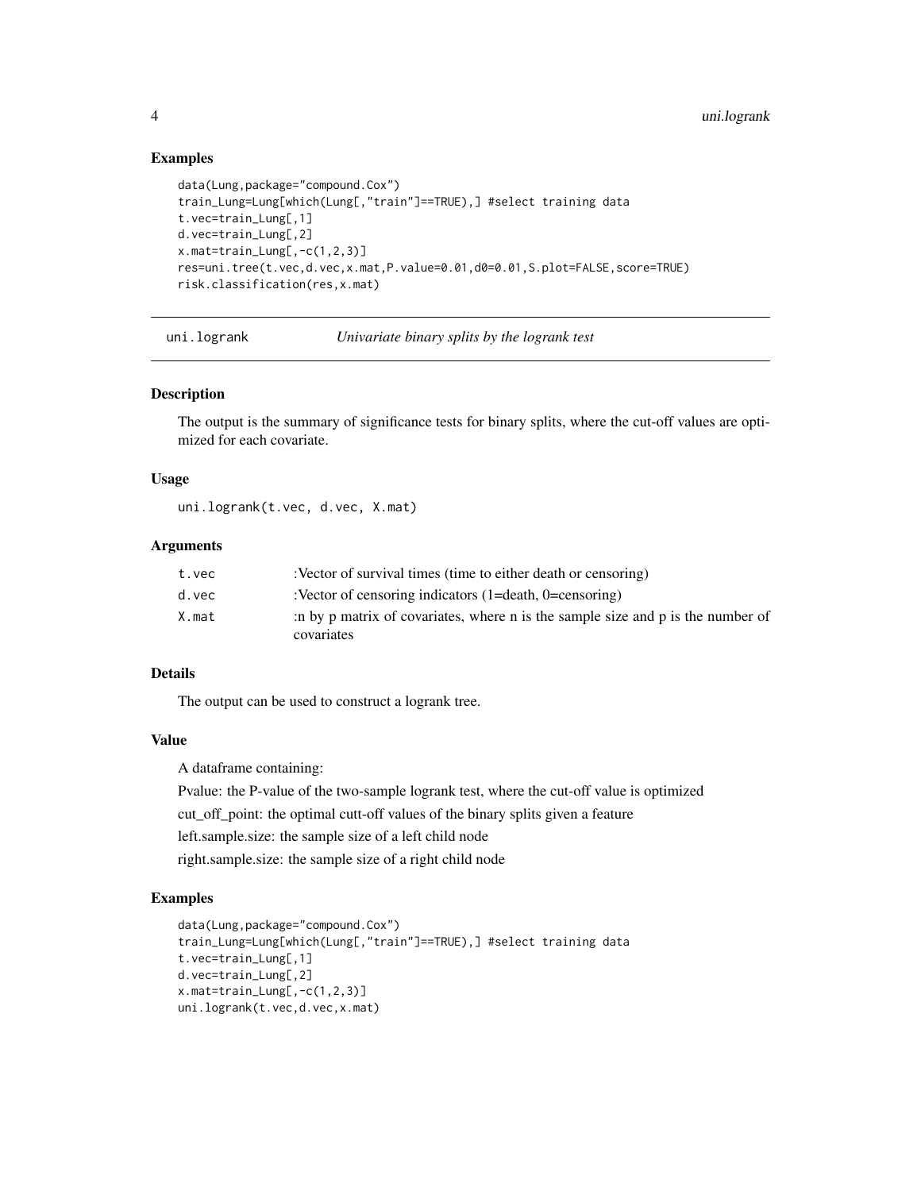### Examples

```
data(Lung,package="compound.Cox")
train_Lung=Lung[which(Lung[,"train"]==TRUE),] #select training data
t.vec=train_Lung[,1]
d.vec=train_Lung[,2]
x.mat=train_Lung[,-c(1,2,3)]
res=uni.tree(t.vec,d.vec,x.mat,P.value=0.01,d0=0.01,S.plot=FALSE,score=TRUE)
risk.classification(res,x.mat)
```

---

## uni.logrank — *Univariate binary splits by the logrank test*

---

### Description

The output is the summary of significance tests for binary splits, where the cut-off values are optimized for each covariate.

### Usage

```
uni.logrank(t.vec, d.vec, X.mat)
```

### Arguments

| | |
|---|---|
| t.vec | :Vector of survival times (time to either death or censoring) |
| d.vec | :Vector of censoring indicators (1=death, 0=censoring) |
| X.mat | :n by p matrix of covariates, where n is the sample size and p is the number of covariates |

### Details

The output can be used to construct a logrank tree.

### Value

A dataframe containing:

Pvalue: the P-value of the two-sample logrank test, where the cut-off value is optimized

cut_off_point: the optimal cutt-off values of the binary splits given a feature

left.sample.size: the sample size of a left child node

right.sample.size: the sample size of a right child node

### Examples

```
data(Lung,package="compound.Cox")
train_Lung=Lung[which(Lung[,"train"]==TRUE),] #select training data
t.vec=train_Lung[,1]
d.vec=train_Lung[,2]
x.mat=train_Lung[,-c(1,2,3)]
uni.logrank(t.vec,d.vec,x.mat)
```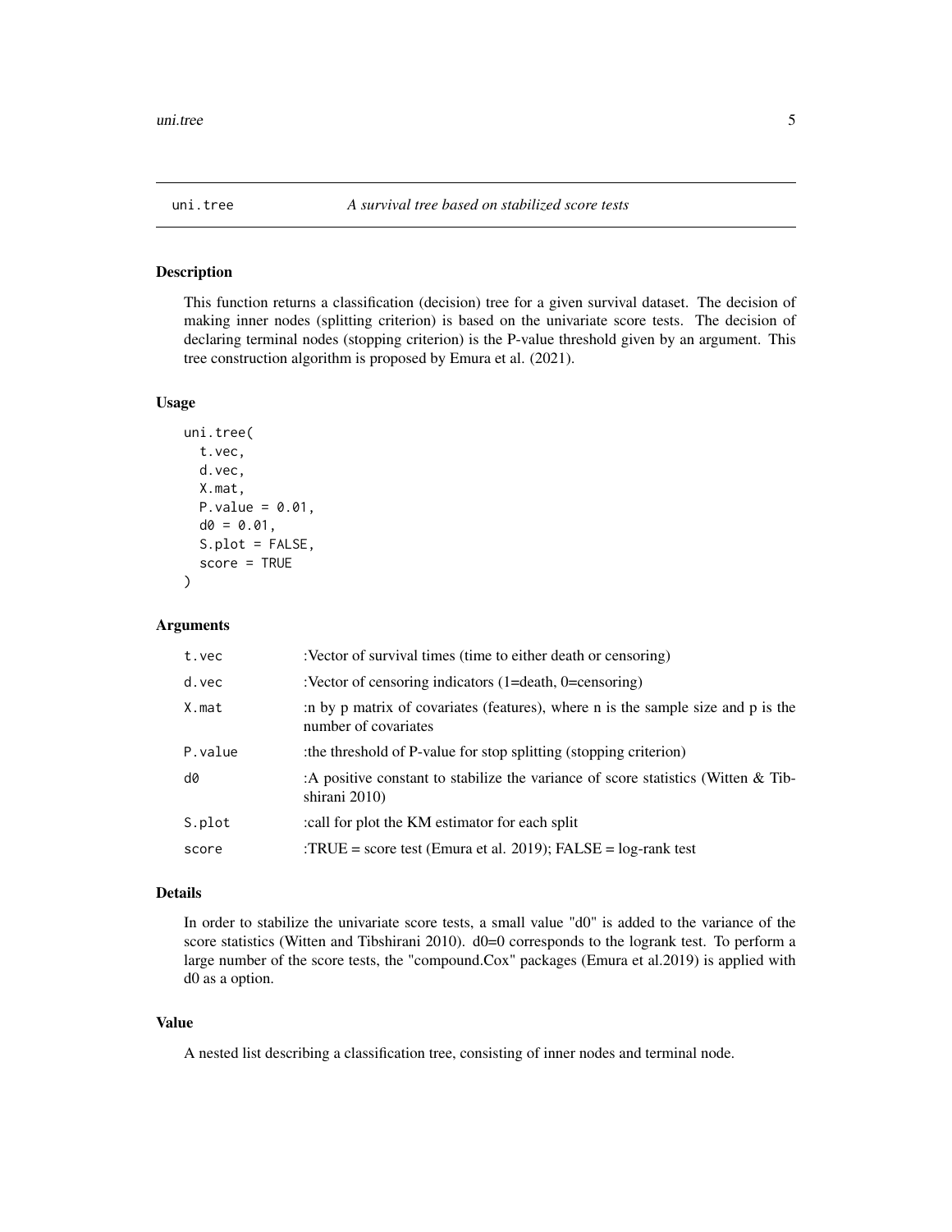## uni.tree — *A survival tree based on stabilized score tests*

### Description

This function returns a classification (decision) tree for a given survival dataset. The decision of making inner nodes (splitting criterion) is based on the univariate score tests. The decision of declaring terminal nodes (stopping criterion) is the P-value threshold given by an argument. This tree construction algorithm is proposed by Emura et al. (2021).

### Usage

```
uni.tree(
  t.vec,
  d.vec,
  X.mat,
  P.value = 0.01,
  d0 = 0.01,
  S.plot = FALSE,
  score = TRUE
)
```

### Arguments

| | |
|---|---|
| `t.vec` | :Vector of survival times (time to either death or censoring) |
| `d.vec` | :Vector of censoring indicators (1=death, 0=censoring) |
| `X.mat` | :n by p matrix of covariates (features), where n is the sample size and p is the number of covariates |
| `P.value` | :the threshold of P-value for stop splitting (stopping criterion) |
| `d0` | :A positive constant to stabilize the variance of score statistics (Witten & Tibshirani 2010) |
| `S.plot` | :call for plot the KM estimator for each split |
| `score` | :TRUE = score test (Emura et al. 2019); FALSE = log-rank test |

### Details

In order to stabilize the univariate score tests, a small value "d0" is added to the variance of the score statistics (Witten and Tibshirani 2010). d0=0 corresponds to the logrank test. To perform a large number of the score tests, the "compound.Cox" packages (Emura et al.2019) is applied with d0 as a option.

### Value

A nested list describing a classification tree, consisting of inner nodes and terminal node.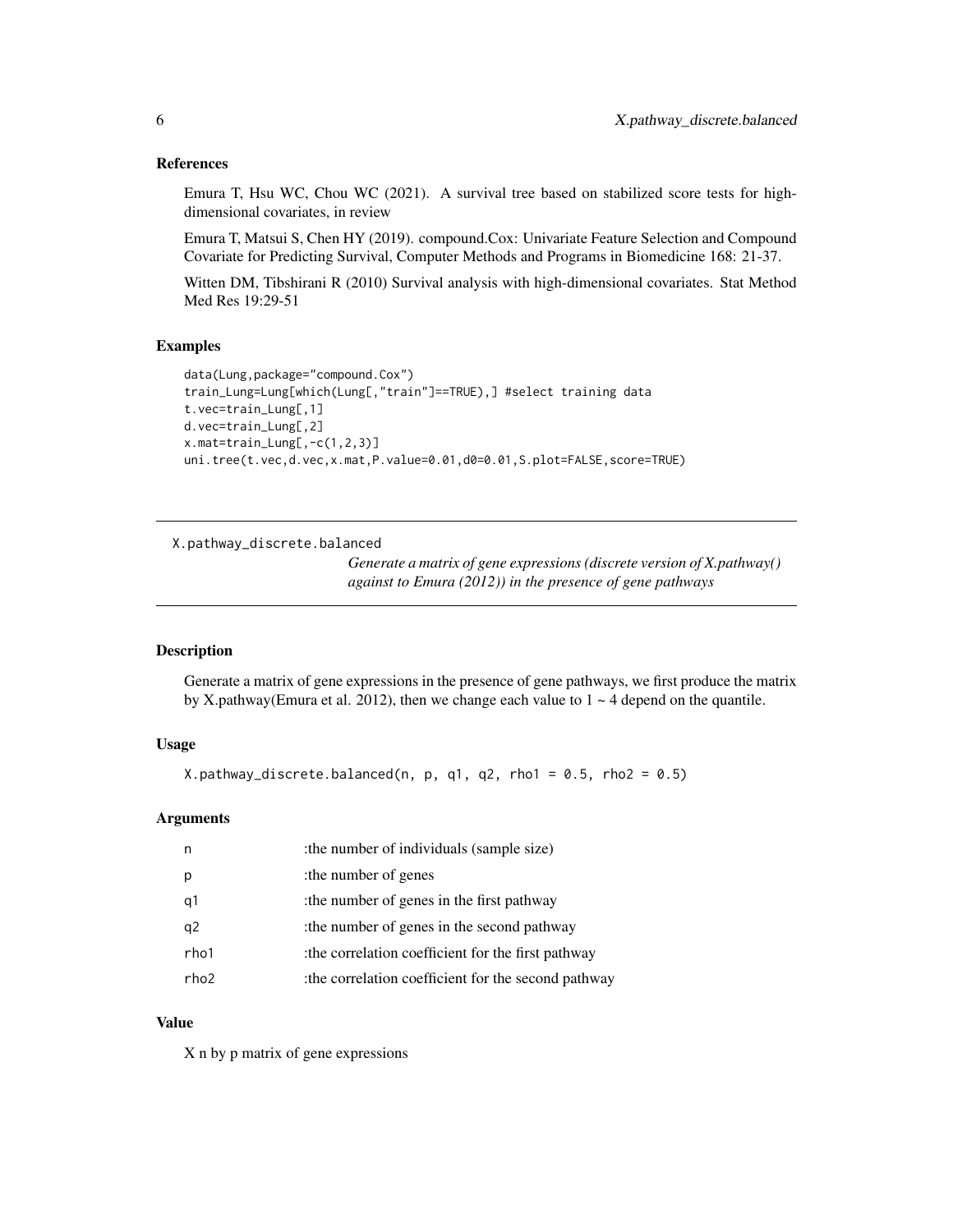### References

Emura T, Hsu WC, Chou WC (2021). A survival tree based on stabilized score tests for high-dimensional covariates, in review

Emura T, Matsui S, Chen HY (2019). compound.Cox: Univariate Feature Selection and Compound Covariate for Predicting Survival, Computer Methods and Programs in Biomedicine 168: 21-37.

Witten DM, Tibshirani R (2010) Survival analysis with high-dimensional covariates. Stat Method Med Res 19:29-51

### Examples

```
data(Lung,package="compound.Cox")
train_Lung=Lung[which(Lung[,"train"]==TRUE),] #select training data
t.vec=train_Lung[,1]
d.vec=train_Lung[,2]
x.mat=train_Lung[,-c(1,2,3)]
uni.tree(t.vec,d.vec,x.mat,P.value=0.01,d0=0.01,S.plot=FALSE,score=TRUE)
```

---

## X.pathway_discrete.balanced

*Generate a matrix of gene expressions (discrete version of X.pathway() against to Emura (2012)) in the presence of gene pathways*

---

### Description

Generate a matrix of gene expressions in the presence of gene pathways, we first produce the matrix by X.pathway(Emura et al. 2012), then we change each value to 1 ~ 4 depend on the quantile.

### Usage

```
X.pathway_discrete.balanced(n, p, q1, q2, rho1 = 0.5, rho2 = 0.5)
```

### Arguments

| | |
|---|---|
| n | :the number of individuals (sample size) |
| p | :the number of genes |
| q1 | :the number of genes in the first pathway |
| q2 | :the number of genes in the second pathway |
| rho1 | :the correlation coefficient for the first pathway |
| rho2 | :the correlation coefficient for the second pathway |

### Value

X n by p matrix of gene expressions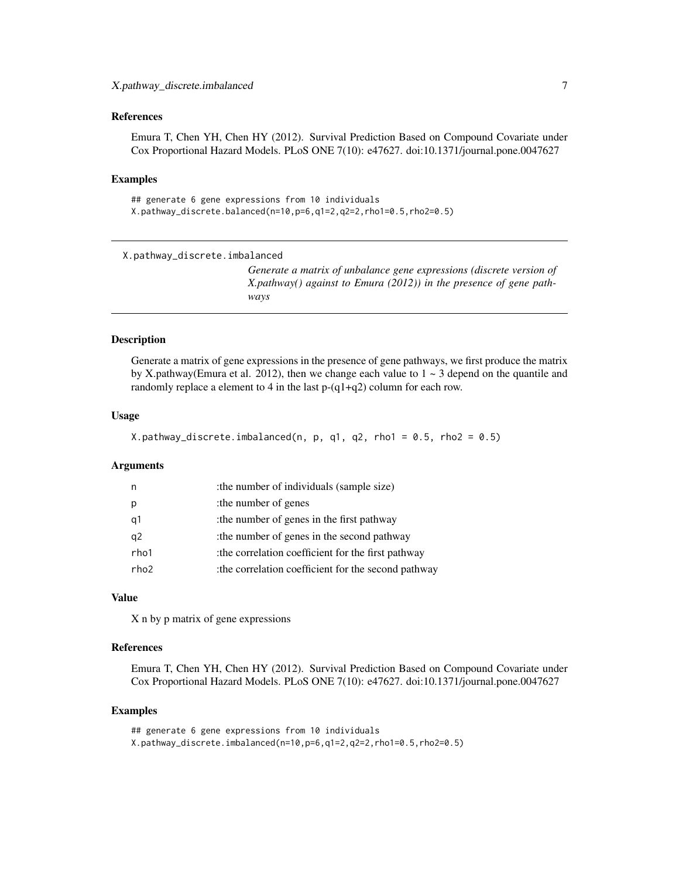### References

Emura T, Chen YH, Chen HY (2012). Survival Prediction Based on Compound Covariate under Cox Proportional Hazard Models. PLoS ONE 7(10): e47627. doi:10.1371/journal.pone.0047627

### Examples

```
## generate 6 gene expressions from 10 individuals
X.pathway_discrete.balanced(n=10,p=6,q1=2,q2=2,rho1=0.5,rho2=0.5)
```

---

## X.pathway_discrete.imbalanced

*Generate a matrix of unbalance gene expressions (discrete version of X.pathway() against to Emura (2012)) in the presence of gene pathways*

---

### Description

Generate a matrix of gene expressions in the presence of gene pathways, we first produce the matrix by X.pathway(Emura et al. 2012), then we change each value to 1 ~ 3 depend on the quantile and randomly replace a element to 4 in the last p-(q1+q2) column for each row.

### Usage

```
X.pathway_discrete.imbalanced(n, p, q1, q2, rho1 = 0.5, rho2 = 0.5)
```

### Arguments

| | |
|---|---|
| n | :the number of individuals (sample size) |
| p | :the number of genes |
| q1 | :the number of genes in the first pathway |
| q2 | :the number of genes in the second pathway |
| rho1 | :the correlation coefficient for the first pathway |
| rho2 | :the correlation coefficient for the second pathway |

### Value

X n by p matrix of gene expressions

### References

Emura T, Chen YH, Chen HY (2012). Survival Prediction Based on Compound Covariate under Cox Proportional Hazard Models. PLoS ONE 7(10): e47627. doi:10.1371/journal.pone.0047627

### Examples

```
## generate 6 gene expressions from 10 individuals
X.pathway_discrete.imbalanced(n=10,p=6,q1=2,q2=2,rho1=0.5,rho2=0.5)
```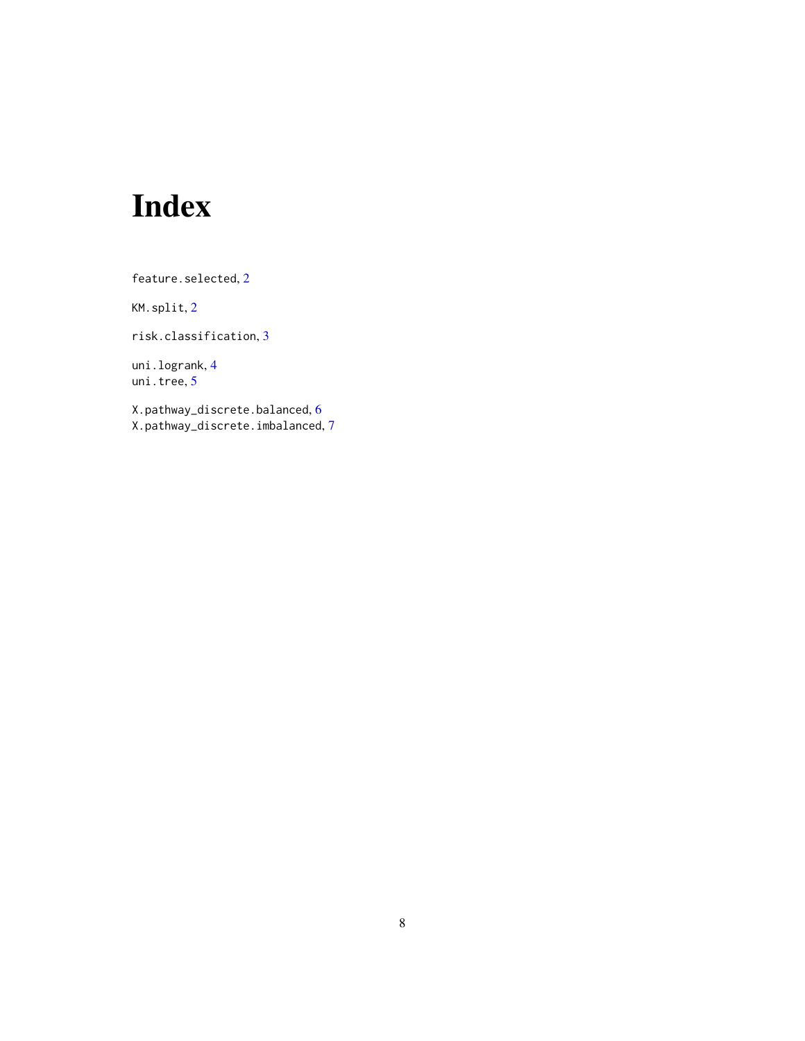# Index

feature.selected, 2

KM.split, 2

risk.classification, 3

uni.logrank, 4
uni.tree, 5

X.pathway_discrete.balanced, 6
X.pathway_discrete.imbalanced, 7